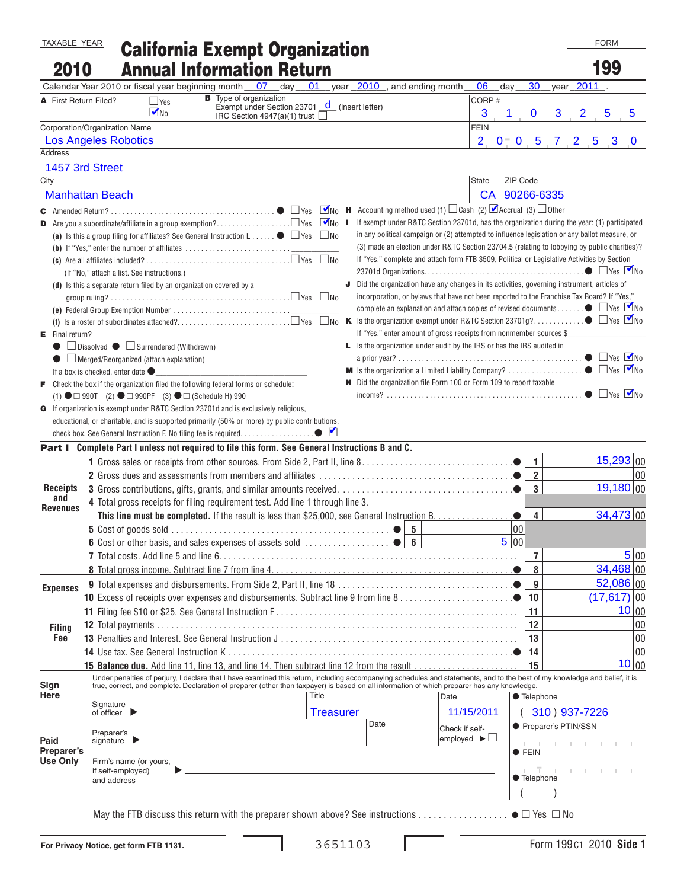TAXABLE YEAR

**2010**

# California Exempt Organization Annual Information Return

FORM

**199**

Calendar Year 2010 or fiscal year beginning month 07 day 01 year 2010, and ending month 06 day 30 year 2011.

**A** First Return Filed? ☐ Yes ☑ No

**B** Type of organization
Exempt under Section 23701 d (insert letter)
IRC Section 4947(a)(1) trust ☐

CORP # 3103255

Corporation/Organization Name: Los Angeles Robotics

FEIN: 20-0572530

Address: 1457 3rd Street

City: Manhattan Beach | State: CA | ZIP Code: 90266-6335

**C** Amended Return? ☐ Yes ☑ No

**D** Are you a subordinate/affiliate in a group exemption? ☐ Yes ☑ No

(a) Is this a group filing for affiliates? See General Instruction L ☐ Yes ☐ No

(b) If "Yes," enter the number of affiliates

(c) Are all affiliates included? ☐ Yes ☐ No (If "No," attach a list. See instructions.)

(d) Is this a separate return filed by an organization covered by a group ruling? ☐ Yes ☐ No

(e) Federal Group Exemption Number

(f) Is a roster of subordinates attached? ☐ Yes ☐ No

**E** Final return?
☐ Dissolved ☐ Surrendered (Withdrawn)
☐ Merged/Reorganized (attach explanation)
If a box is checked, enter date

**F** Check the box if the organization filed the following federal forms or schedule:
(1) ☐ 990T (2) ☐ 990PF (3) ☐ (Schedule H) 990

**G** If organization is exempt under R&TC Section 23701d and is exclusively religious, educational, or charitable, and is supported primarily (50% or more) by public contributions, check box. See General Instruction F. No filing fee is required. ☑

**H** Accounting method used (1) ☐ Cash (2) ☑ Accrual (3) ☐ Other

**I** If exempt under R&TC Section 23701d, has the organization during the year: (1) participated in any political campaign or (2) attempted to influence legislation or any ballot measure, or (3) made an election under R&TC Section 23704.5 (relating to lobbying by public charities)? If "Yes," complete and attach form FTB 3509, Political or Legislative Activities by Section 23701d Organizations. ☐ Yes ☑ No

**J** Did the organization have any changes in its activities, governing instrument, articles of incorporation, or bylaws that have not been reported to the Franchise Tax Board? If "Yes," complete an explanation and attach copies of revised documents ☐ Yes ☑ No

**K** Is the organization exempt under R&TC Section 23701g? ☐ Yes ☑ No
If "Yes," enter amount of gross receipts from nonmember sources $

**L** Is the organization under audit by the IRS or has the IRS audited in a prior year? ☐ Yes ☑ No

**M** Is the organization a Limited Liability Company? ☐ Yes ☑ No

**N** Did the organization file Form 100 or Form 109 to report taxable income? ☐ Yes ☑ No

## Part I Complete Part I unless not required to file this form. See General Instructions B and C.

| Section | Line | Description | Line No. | Amount |
|---|---|---|---|---|
| Receipts and Revenues | 1 | Gross sales or receipts from other sources. From Side 2, Part II, line 8 | 1 | 15,293 00 |
| | 2 | Gross dues and assessments from members and affiliates | 2 | 00 |
| | 3 | Gross contributions, gifts, grants, and similar amounts received | 3 | 19,180 00 |
| | 4 | Total gross receipts for filing requirement test. Add line 1 through line 3. **This line must be completed.** If the result is less than $25,000, see General Instruction B | 4 | 34,473 00 |
| | 5 | Cost of goods sold (5: 00) | | |
| | 6 | Cost or other basis, and sales expenses of assets sold (6: 5 00) | | |
| | 7 | Total costs. Add line 5 and line 6 | 7 | 5 00 |
| | 8 | Total gross income. Subtract line 7 from line 4 | 8 | 34,468 00 |
| Expenses | 9 | Total expenses and disbursements. From Side 2, Part II, line 18 | 9 | 52,086 00 |
| | 10 | Excess of receipts over expenses and disbursements. Subtract line 9 from line 8 | 10 | (17,617) 00 |
| Filing Fee | 11 | Filing fee $10 or $25. See General Instruction F | 11 | 10 00 |
| | 12 | Total payments | 12 | 00 |
| | 13 | Penalties and Interest. See General Instruction J | 13 | 00 |
| | 14 | Use tax. See General Instruction K | 14 | 00 |
| | 15 | **Balance due.** Add line 11, line 13, and line 14. Then subtract line 12 from the result | 15 | 10 00 |

**Sign Here**

Under penalties of perjury, I declare that I have examined this return, including accompanying schedules and statements, and to the best of my knowledge and belief, it is true, correct, and complete. Declaration of preparer (other than taxpayer) is based on all information of which preparer has any knowledge.

Signature of officer | Title: Treasurer | Date: 11/15/2011 | Telephone: (310) 937-7226

**Paid Preparer's Use Only**

Preparer's signature | Date | Check if self-employed ☐ | Preparer's PTIN/SSN

Firm's name (or yours, if self-employed) and address | FEIN | Telephone ( )

May the FTB discuss this return with the preparer shown above? See instructions ☐ Yes ☐ No

For Privacy Notice, get form FTB 1131.

3651103

Form 199 C1 2010 Side 1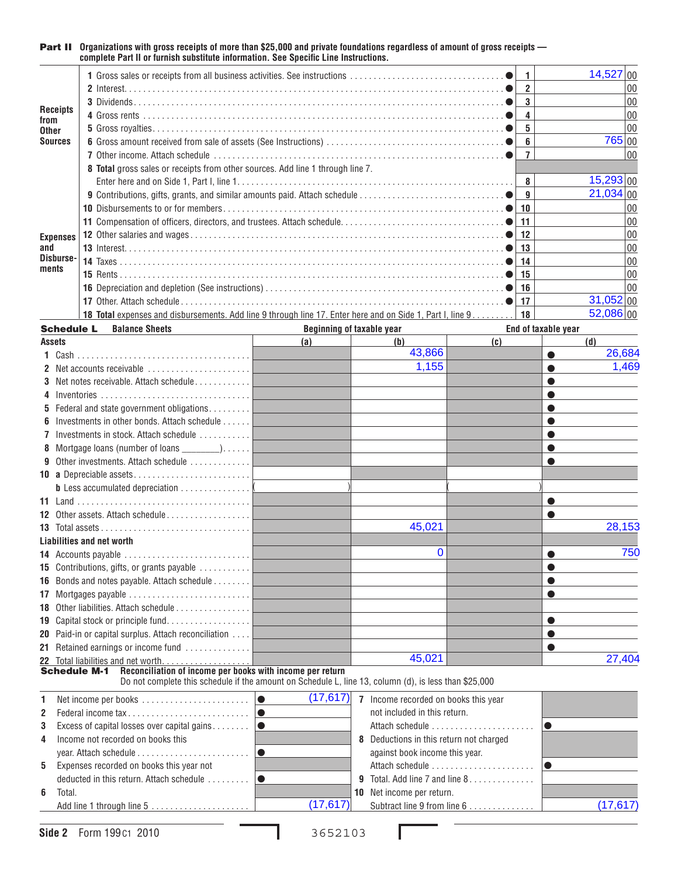**Part II Organizations with gross receipts of more than $25,000 and private foundations regardless of amount of gross receipts — complete Part II or furnish substitute information. See Specific Line Instructions.**

| | | | |
|---|---|---|---|
| **Receipts from Other Sources** | 1 Gross sales or receipts from all business activities. See instructions | 1 | 14,527 00 |
| | 2 Interest | 2 | 00 |
| | 3 Dividends | 3 | 00 |
| | 4 Gross rents | 4 | 00 |
| | 5 Gross royalties | 5 | 00 |
| | 6 Gross amount received from sale of assets (See Instructions) | 6 | 765 00 |
| | 7 Other income. Attach schedule | 7 | 00 |
| | 8 **Total** gross sales or receipts from other sources. Add line 1 through line 7. Enter here and on Side 1, Part I, line 1 | 8 | 15,293 00 |
| **Expenses and Disbursements** | 9 Contributions, gifts, grants, and similar amounts paid. Attach schedule | 9 | 21,034 00 |
| | 10 Disbursements to or for members | 10 | 00 |
| | 11 Compensation of officers, directors, and trustees. Attach schedule | 11 | 00 |
| | 12 Other salaries and wages | 12 | 00 |
| | 13 Interest | 13 | 00 |
| | 14 Taxes | 14 | 00 |
| | 15 Rents | 15 | 00 |
| | 16 Depreciation and depletion (See instructions) | 16 | 00 |
| | 17 Other. Attach schedule | 17 | 31,052 00 |
| | 18 **Total** expenses and disbursements. Add line 9 through line 17. Enter here and on Side 1, Part I, line 9 | 18 | 52,086 00 |

**Schedule L Balance Sheets**

| | Beginning of taxable year (a) | Beginning of taxable year (b) | End of taxable year (c) | End of taxable year (d) |
|---|---|---|---|---|
| **Assets** | | | | |
| 1 Cash | | 43,866 | | 26,684 |
| 2 Net accounts receivable | | 1,155 | | 1,469 |
| 3 Net notes receivable. Attach schedule | | | | |
| 4 Inventories | | | | |
| 5 Federal and state government obligations | | | | |
| 6 Investments in other bonds. Attach schedule | | | | |
| 7 Investments in stock. Attach schedule | | | | |
| 8 Mortgage loans (number of loans ________) | | | | |
| 9 Other investments. Attach schedule | | | | |
| 10 a Depreciable assets | | | | |
| b Less accumulated depreciation | ( ) | | ( ) | |
| 11 Land | | | | |
| 12 Other assets. Attach schedule | | | | |
| 13 Total assets | | 45,021 | | 28,153 |
| **Liabilities and net worth** | | | | |
| 14 Accounts payable | | 0 | | 750 |
| 15 Contributions, gifts, or grants payable | | | | |
| 16 Bonds and notes payable. Attach schedule | | | | |
| 17 Mortgages payable | | | | |
| 18 Other liabilities. Attach schedule | | | | |
| 19 Capital stock or principle fund | | | | |
| 20 Paid-in or capital surplus. Attach reconciliation | | | | |
| 21 Retained earnings or income fund | | | | |
| 22 Total liabilities and net worth | | 45,021 | | 27,404 |

**Schedule M-1 Reconciliation of income per books with income per return**

Do not complete this schedule if the amount on Schedule L, line 13, column (d), is less than $25,000

| | | | |
|---|---|---|---|
| 1 Net income per books | (17,617) | 7 Income recorded on books this year not included in this return. Attach schedule | |
| 2 Federal income tax | | | |
| 3 Excess of capital losses over capital gains | | | |
| 4 Income not recorded on books this year. Attach schedule | | 8 Deductions in this return not charged against book income this year. Attach schedule | |
| 5 Expenses recorded on books this year not deducted in this return. Attach schedule | | 9 Total. Add line 7 and line 8 | |
| 6 Total. Add line 1 through line 5 | (17,617) | 10 Net income per return. Subtract line 9 from line 6 | (17,617) |

Side 2 Form 199C1 2010

3652103